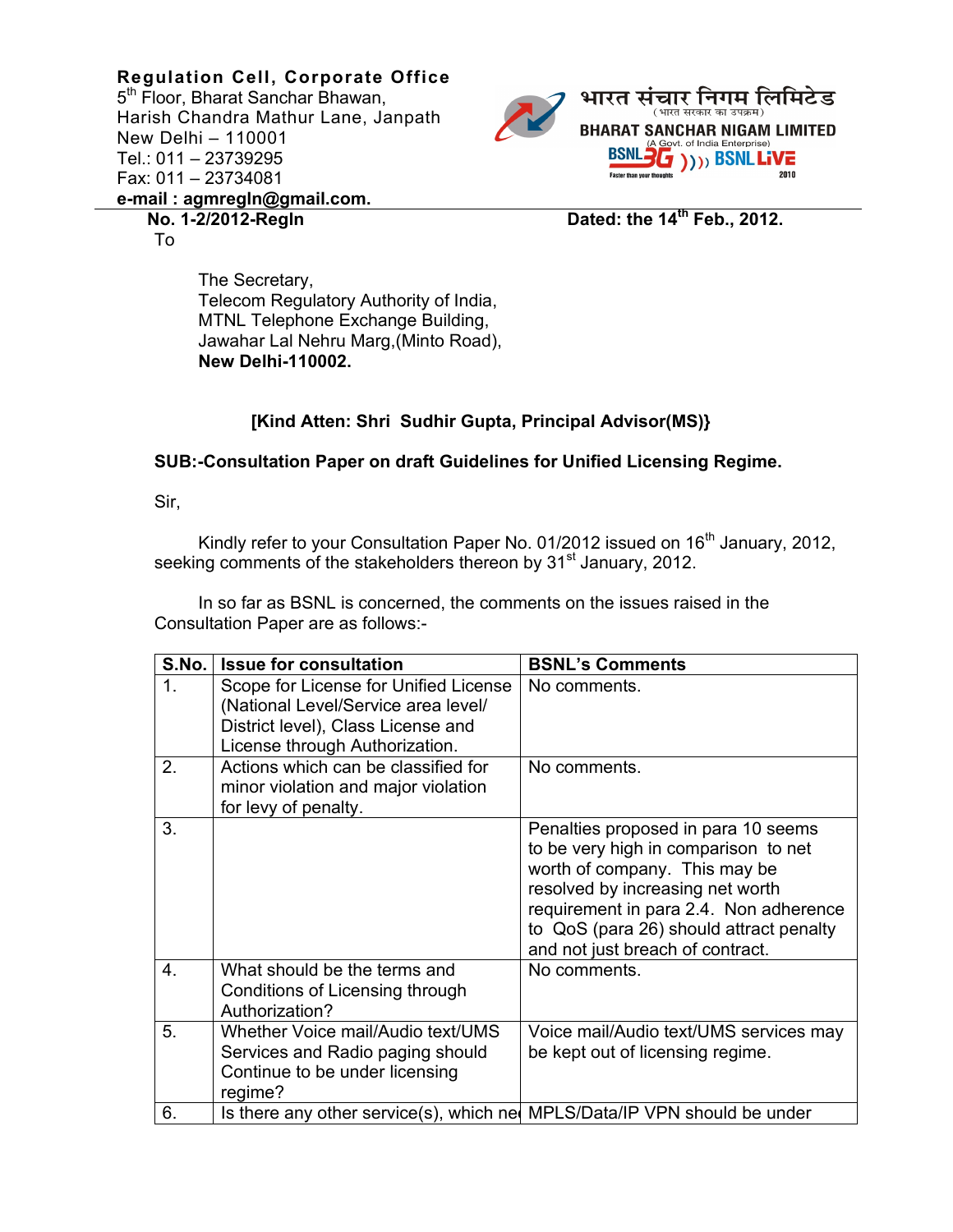**Regulation Cell, Corporate Office**
5th Floor, Bharat Sanchar Bhawan,
Harish Chandra Mathur Lane, Janpath
New Delhi – 110001
Tel.: 011 – 23739295
Fax: 011 – 23734081
**e-mail : agmregln@gmail.com.**

भारत संचार निगम लिमिटेड
(भारत सरकार का उपक्रम)
**BHARAT SANCHAR NIGAM LIMITED**
(A Govt. of India Enterprise)
BSNL 3G Faster than your thoughts — BSNL LIVE 2010

**No. 1-2/2012-Regln** **Dated: the 14th Feb., 2012.**

To

The Secretary,
Telecom Regulatory Authority of India,
MTNL Telephone Exchange Building,
Jawahar Lal Nehru Marg,(Minto Road),
**New Delhi-110002.**

**[Kind Atten: Shri Sudhir Gupta, Principal Advisor(MS)}**

**SUB:-Consultation Paper on draft Guidelines for Unified Licensing Regime.**

Sir,

Kindly refer to your Consultation Paper No. 01/2012 issued on 16th January, 2012, seeking comments of the stakeholders thereon by 31st January, 2012.

In so far as BSNL is concerned, the comments on the issues raised in the Consultation Paper are as follows:-

| S.No. | Issue for consultation | BSNL's Comments |
|---|---|---|
| 1. | Scope for License for Unified License (National Level/Service area level/ District level), Class License and License through Authorization. | No comments. |
| 2. | Actions which can be classified for minor violation and major violation for levy of penalty. | No comments. |
| 3. | | Penalties proposed in para 10 seems to be very high in comparison to net worth of company. This may be resolved by increasing net worth requirement in para 2.4. Non adherence to QoS (para 26) should attract penalty and not just breach of contract. |
| 4. | What should be the terms and Conditions of Licensing through Authorization? | No comments. |
| 5. | Whether Voice mail/Audio text/UMS Services and Radio paging should Continue to be under licensing regime? | Voice mail/Audio text/UMS services may be kept out of licensing regime. |
| 6. | Is there any other service(s), which ne | MPLS/Data/IP VPN should be under |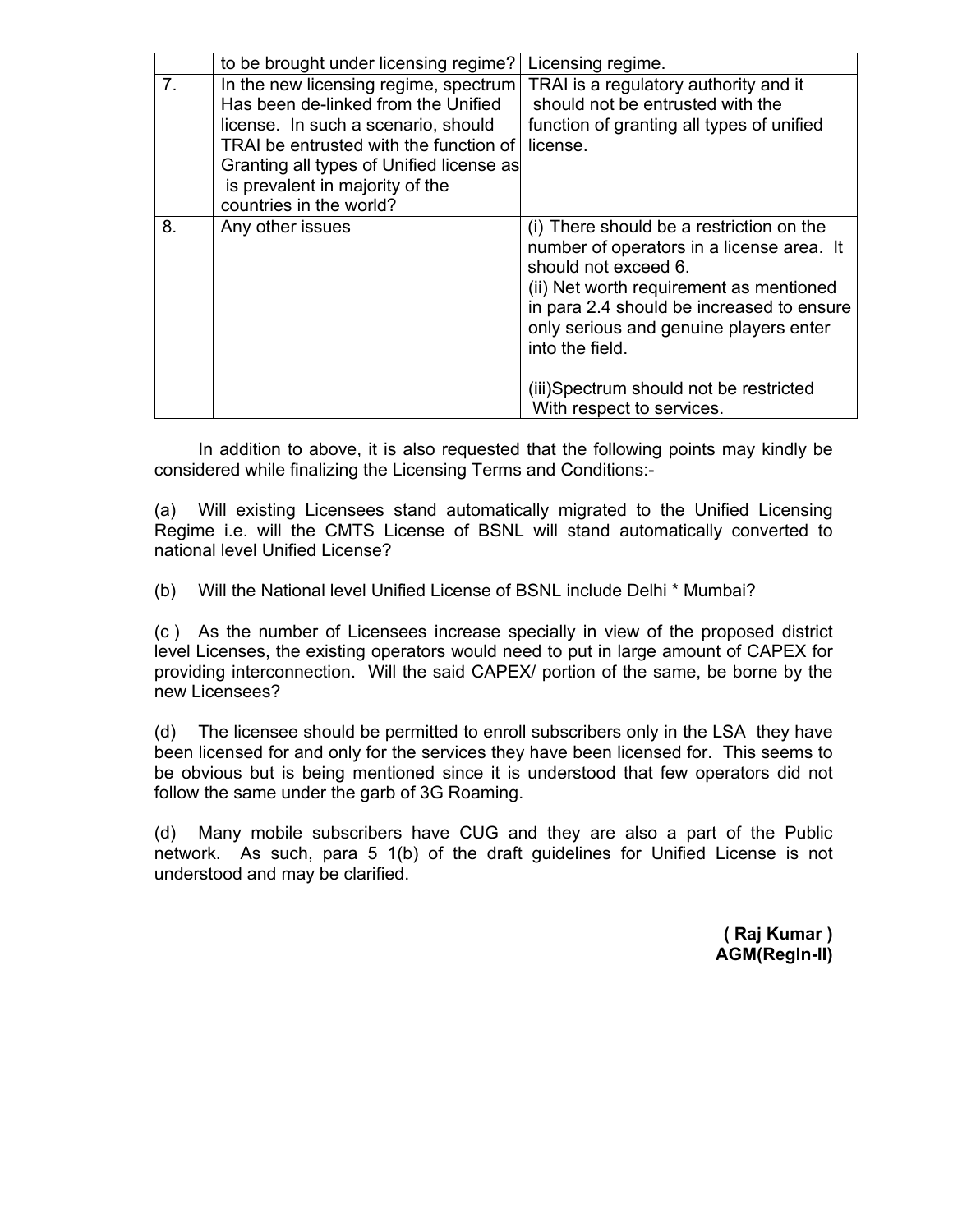| | | |
|---|---|---|
| | to be brought under licensing regime? | Licensing regime. |
| 7. | In the new licensing regime, spectrum Has been de-linked from the Unified license. In such a scenario, should TRAI be entrusted with the function of Granting all types of Unified license as is prevalent in majority of the countries in the world? | TRAI is a regulatory authority and it should not be entrusted with the function of granting all types of unified license. |
| 8. | Any other issues | (i) There should be a restriction on the number of operators in a license area. It should not exceed 6.<br>(ii) Net worth requirement as mentioned in para 2.4 should be increased to ensure only serious and genuine players enter into the field.<br><br>(iii)Spectrum should not be restricted With respect to services. |

In addition to above, it is also requested that the following points may kindly be considered while finalizing the Licensing Terms and Conditions:-

(a) Will existing Licensees stand automatically migrated to the Unified Licensing Regime i.e. will the CMTS License of BSNL will stand automatically converted to national level Unified License?

(b) Will the National level Unified License of BSNL include Delhi * Mumbai?

(c ) As the number of Licensees increase specially in view of the proposed district level Licenses, the existing operators would need to put in large amount of CAPEX for providing interconnection. Will the said CAPEX/ portion of the same, be borne by the new Licensees?

(d) The licensee should be permitted to enroll subscribers only in the LSA they have been licensed for and only for the services they have been licensed for. This seems to be obvious but is being mentioned since it is understood that few operators did not follow the same under the garb of 3G Roaming.

(d) Many mobile subscribers have CUG and they are also a part of the Public network. As such, para 5 1(b) of the draft guidelines for Unified License is not understood and may be clarified.

**( Raj Kumar )**
**AGM(Regln-II)**